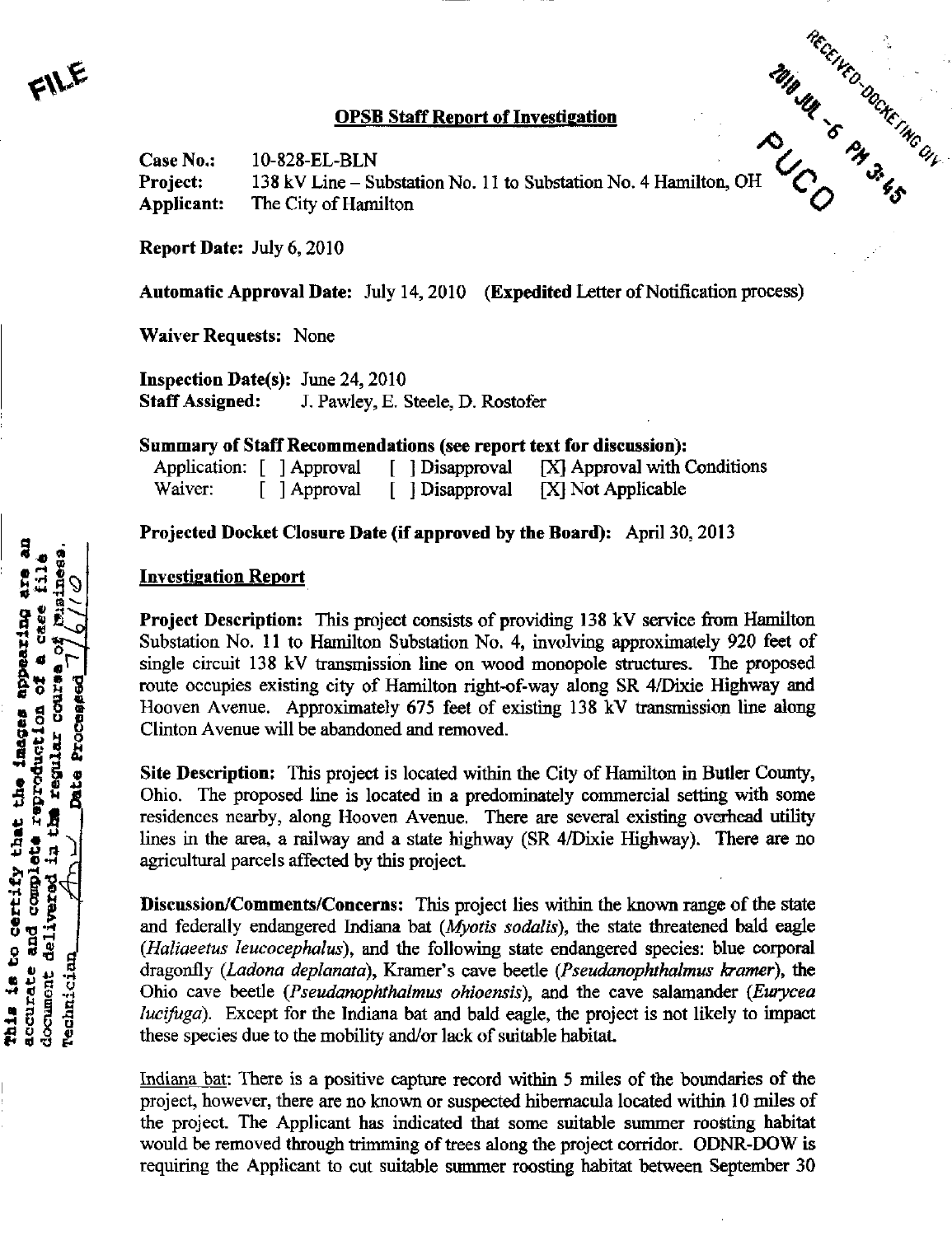FILE

RECEIVED-DOCKETING DIV
2010 JUL -6 PM 3:45
PUCO

## OPSB Staff Report of Investigation

**Case No.:** 10-828-EL-BLN
**Project:** 138 kV Line – Substation No. 11 to Substation No. 4 Hamilton, OH
**Applicant:** The City of Hamilton

**Report Date:** July 6, 2010

**Automatic Approval Date:** July 14, 2010 (**Expedited** Letter of Notification process)

**Waiver Requests:** None

**Inspection Date(s):** June 24, 2010
**Staff Assigned:** J. Pawley, E. Steele, D. Rostofer

**Summary of Staff Recommendations (see report text for discussion):**

| | | | |
|---|---|---|---|
| Application: | [ ] Approval | [ ] Disapproval | [X] Approval with Conditions |
| Waiver: | [ ] Approval | [ ] Disapproval | [X] Not Applicable |

**Projected Docket Closure Date (if approved by the Board):** April 30, 2013

This is to certify that the images appearing are an accurate and complete reproduction of a case file document delivered in the regular course of business. Technician ___ Date Processed 7/6/10

### Investigation Report

**Project Description:** This project consists of providing 138 kV service from Hamilton Substation No. 11 to Hamilton Substation No. 4, involving approximately 920 feet of single circuit 138 kV transmission line on wood monopole structures. The proposed route occupies existing city of Hamilton right-of-way along SR 4/Dixie Highway and Hooven Avenue. Approximately 675 feet of existing 138 kV transmission line along Clinton Avenue will be abandoned and removed.

**Site Description:** This project is located within the City of Hamilton in Butler County, Ohio. The proposed line is located in a predominately commercial setting with some residences nearby, along Hooven Avenue. There are several existing overhead utility lines in the area, a railway and a state highway (SR 4/Dixie Highway). There are no agricultural parcels affected by this project.

**Discussion/Comments/Concerns:** This project lies within the known range of the state and federally endangered Indiana bat (*Myotis sodalis*), the state threatened bald eagle (*Haliaeetus leucocephalus*), and the following state endangered species: blue corporal dragonfly (*Ladona deplanata*), Kramer's cave beetle (*Pseudanophthalmus kramer*), the Ohio cave beetle (*Pseudanophthalmus ohioensis*), and the cave salamander (*Eurycea lucifuga*). Except for the Indiana bat and bald eagle, the project is not likely to impact these species due to the mobility and/or lack of suitable habitat.

Indiana bat: There is a positive capture record within 5 miles of the boundaries of the project, however, there are no known or suspected hibernacula located within 10 miles of the project. The Applicant has indicated that some suitable summer roosting habitat would be removed through trimming of trees along the project corridor. ODNR-DOW is requiring the Applicant to cut suitable summer roosting habitat between September 30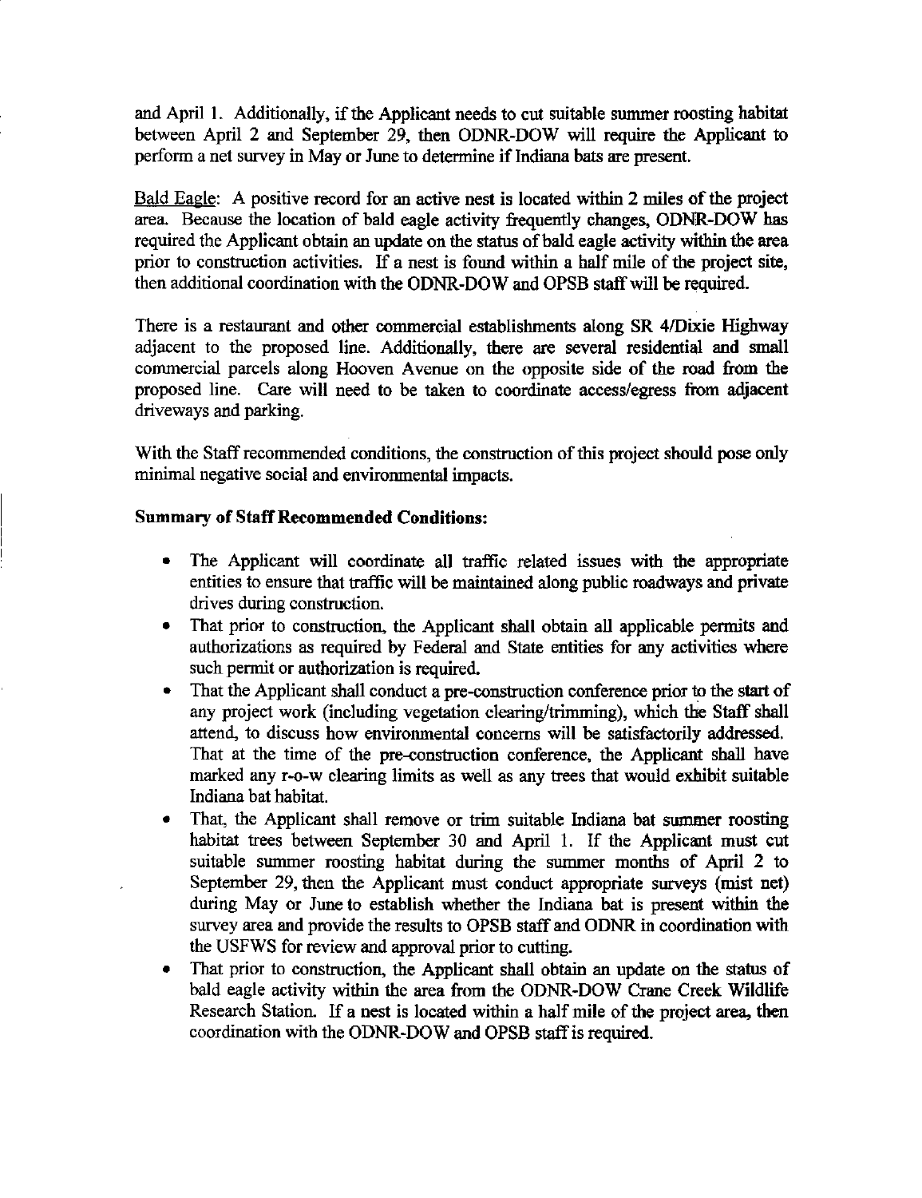and April 1. Additionally, if the Applicant needs to cut suitable summer roosting habitat between April 2 and September 29, then ODNR-DOW will require the Applicant to perform a net survey in May or June to determine if Indiana bats are present.

Bald Eagle: A positive record for an active nest is located within 2 miles of the project area. Because the location of bald eagle activity frequently changes, ODNR-DOW has required the Applicant obtain an update on the status of bald eagle activity within the area prior to construction activities. If a nest is found within a half mile of the project site, then additional coordination with the ODNR-DOW and OPSB staff will be required.

There is a restaurant and other commercial establishments along SR 4/Dixie Highway adjacent to the proposed line. Additionally, there are several residential and small commercial parcels along Hooven Avenue on the opposite side of the road from the proposed line. Care will need to be taken to coordinate access/egress from adjacent driveways and parking.

With the Staff recommended conditions, the construction of this project should pose only minimal negative social and environmental impacts.

**Summary of Staff Recommended Conditions:**

- The Applicant will coordinate all traffic related issues with the appropriate entities to ensure that traffic will be maintained along public roadways and private drives during construction.
- That prior to construction, the Applicant shall obtain all applicable permits and authorizations as required by Federal and State entities for any activities where such permit or authorization is required.
- That the Applicant shall conduct a pre-construction conference prior to the start of any project work (including vegetation clearing/trimming), which the Staff shall attend, to discuss how environmental concerns will be satisfactorily addressed. That at the time of the pre-construction conference, the Applicant shall have marked any r-o-w clearing limits as well as any trees that would exhibit suitable Indiana bat habitat.
- That, the Applicant shall remove or trim suitable Indiana bat summer roosting habitat trees between September 30 and April 1. If the Applicant must cut suitable summer roosting habitat during the summer months of April 2 to September 29, then the Applicant must conduct appropriate surveys (mist net) during May or June to establish whether the Indiana bat is present within the survey area and provide the results to OPSB staff and ODNR in coordination with the USFWS for review and approval prior to cutting.
- That prior to construction, the Applicant shall obtain an update on the status of bald eagle activity within the area from the ODNR-DOW Crane Creek Wildlife Research Station. If a nest is located within a half mile of the project area, then coordination with the ODNR-DOW and OPSB staff is required.